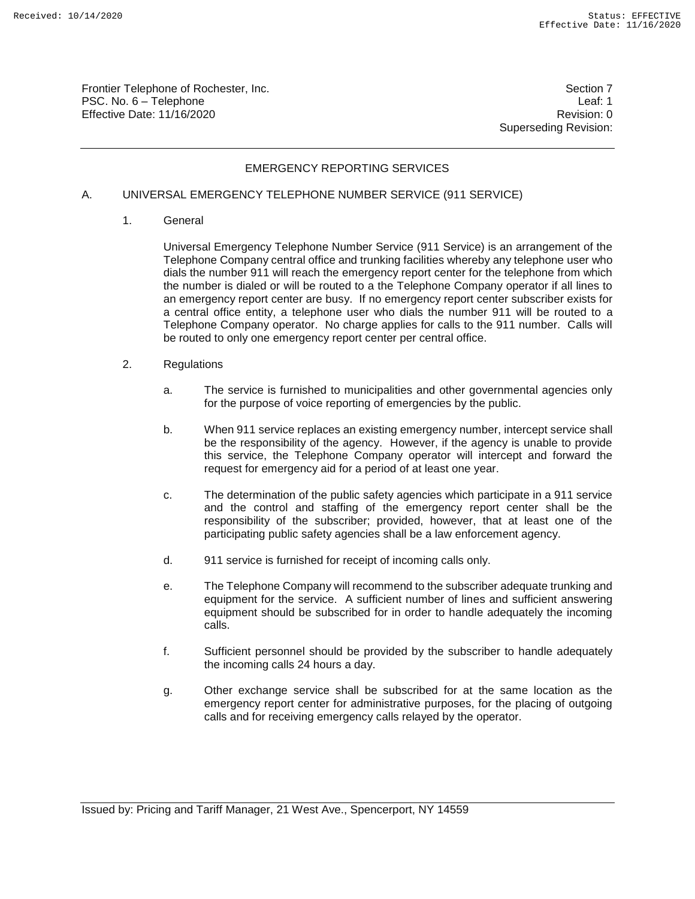Frontier Telephone of Rochester, Inc.
PSC. No. 6 – Telephone
Effective Date: 11/16/2020

Section 7
Leaf: 1
Revision: 0
Superseding Revision:

# EMERGENCY REPORTING SERVICES

## A. UNIVERSAL EMERGENCY TELEPHONE NUMBER SERVICE (911 SERVICE)

### 1. General

Universal Emergency Telephone Number Service (911 Service) is an arrangement of the Telephone Company central office and trunking facilities whereby any telephone user who dials the number 911 will reach the emergency report center for the telephone from which the number is dialed or will be routed to a the Telephone Company operator if all lines to an emergency report center are busy. If no emergency report center subscriber exists for a central office entity, a telephone user who dials the number 911 will be routed to a Telephone Company operator. No charge applies for calls to the 911 number. Calls will be routed to only one emergency report center per central office.

### 2. Regulations

a. The service is furnished to municipalities and other governmental agencies only for the purpose of voice reporting of emergencies by the public.

b. When 911 service replaces an existing emergency number, intercept service shall be the responsibility of the agency. However, if the agency is unable to provide this service, the Telephone Company operator will intercept and forward the request for emergency aid for a period of at least one year.

c. The determination of the public safety agencies which participate in a 911 service and the control and staffing of the emergency report center shall be the responsibility of the subscriber; provided, however, that at least one of the participating public safety agencies shall be a law enforcement agency.

d. 911 service is furnished for receipt of incoming calls only.

e. The Telephone Company will recommend to the subscriber adequate trunking and equipment for the service. A sufficient number of lines and sufficient answering equipment should be subscribed for in order to handle adequately the incoming calls.

f. Sufficient personnel should be provided by the subscriber to handle adequately the incoming calls 24 hours a day.

g. Other exchange service shall be subscribed for at the same location as the emergency report center for administrative purposes, for the placing of outgoing calls and for receiving emergency calls relayed by the operator.

Issued by: Pricing and Tariff Manager, 21 West Ave., Spencerport, NY 14559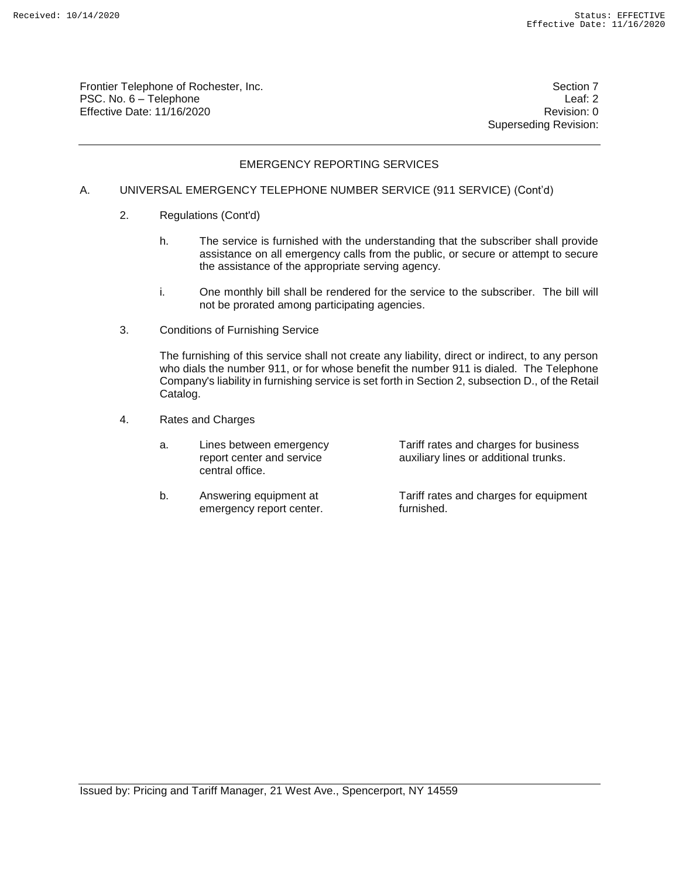## EMERGENCY REPORTING SERVICES

A. UNIVERSAL EMERGENCY TELEPHONE NUMBER SERVICE (911 SERVICE) (Cont'd)

2. Regulations (Cont'd)

   h. The service is furnished with the understanding that the subscriber shall provide assistance on all emergency calls from the public, or secure or attempt to secure the assistance of the appropriate serving agency.

   i. One monthly bill shall be rendered for the service to the subscriber. The bill will not be prorated among participating agencies.

3. Conditions of Furnishing Service

   The furnishing of this service shall not create any liability, direct or indirect, to any person who dials the number 911, or for whose benefit the number 911 is dialed. The Telephone Company's liability in furnishing service is set forth in Section 2, subsection D., of the Retail Catalog.

4. Rates and Charges

| | | |
|---|---|---|
| a. | Lines between emergency report center and service central office. | Tariff rates and charges for business auxiliary lines or additional trunks. |
| b. | Answering equipment at emergency report center. | Tariff rates and charges for equipment furnished. |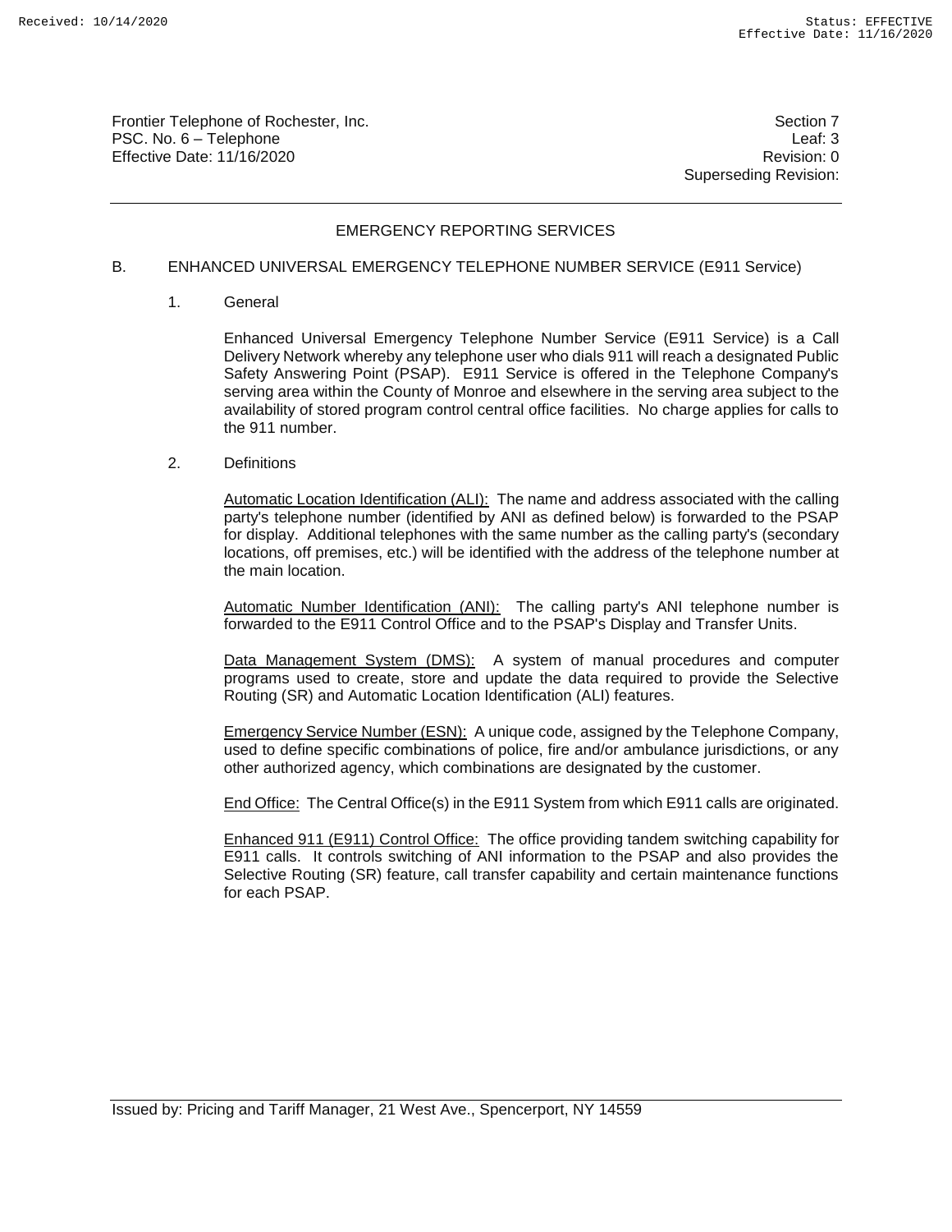## EMERGENCY REPORTING SERVICES

### B. ENHANCED UNIVERSAL EMERGENCY TELEPHONE NUMBER SERVICE (E911 Service)

1. General

Enhanced Universal Emergency Telephone Number Service (E911 Service) is a Call Delivery Network whereby any telephone user who dials 911 will reach a designated Public Safety Answering Point (PSAP). E911 Service is offered in the Telephone Company's serving area within the County of Monroe and elsewhere in the serving area subject to the availability of stored program control central office facilities. No charge applies for calls to the 911 number.

2. Definitions

<u>Automatic Location Identification (ALI):</u> The name and address associated with the calling party's telephone number (identified by ANI as defined below) is forwarded to the PSAP for display. Additional telephones with the same number as the calling party's (secondary locations, off premises, etc.) will be identified with the address of the telephone number at the main location.

<u>Automatic Number Identification (ANI):</u> The calling party's ANI telephone number is forwarded to the E911 Control Office and to the PSAP's Display and Transfer Units.

<u>Data Management System (DMS):</u> A system of manual procedures and computer programs used to create, store and update the data required to provide the Selective Routing (SR) and Automatic Location Identification (ALI) features.

<u>Emergency Service Number (ESN):</u> A unique code, assigned by the Telephone Company, used to define specific combinations of police, fire and/or ambulance jurisdictions, or any other authorized agency, which combinations are designated by the customer.

<u>End Office:</u> The Central Office(s) in the E911 System from which E911 calls are originated.

<u>Enhanced 911 (E911) Control Office:</u> The office providing tandem switching capability for E911 calls. It controls switching of ANI information to the PSAP and also provides the Selective Routing (SR) feature, call transfer capability and certain maintenance functions for each PSAP.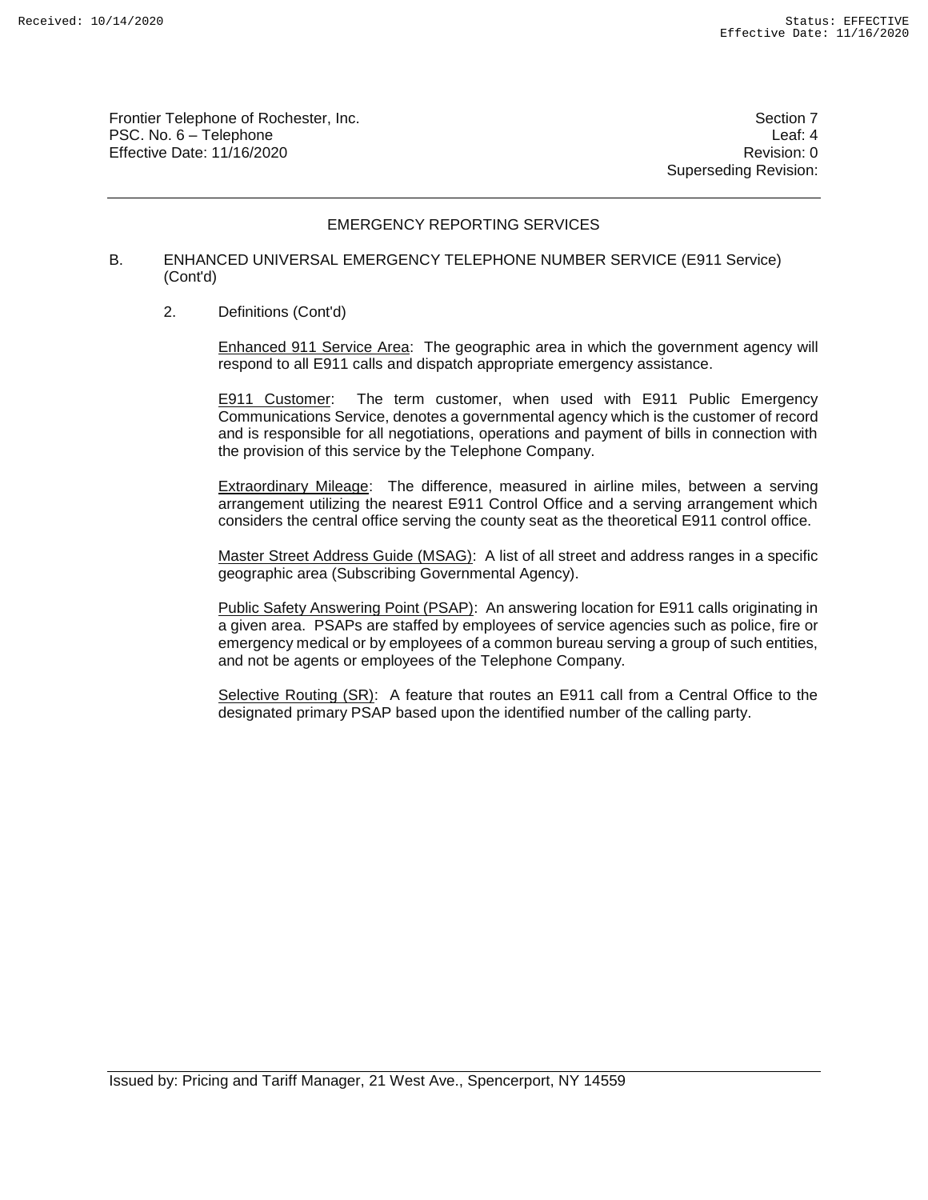## EMERGENCY REPORTING SERVICES

B. ENHANCED UNIVERSAL EMERGENCY TELEPHONE NUMBER SERVICE (E911 Service) (Cont'd)

2. Definitions (Cont'd)

Enhanced 911 Service Area: The geographic area in which the government agency will respond to all E911 calls and dispatch appropriate emergency assistance.

E911 Customer: The term customer, when used with E911 Public Emergency Communications Service, denotes a governmental agency which is the customer of record and is responsible for all negotiations, operations and payment of bills in connection with the provision of this service by the Telephone Company.

Extraordinary Mileage: The difference, measured in airline miles, between a serving arrangement utilizing the nearest E911 Control Office and a serving arrangement which considers the central office serving the county seat as the theoretical E911 control office.

Master Street Address Guide (MSAG): A list of all street and address ranges in a specific geographic area (Subscribing Governmental Agency).

Public Safety Answering Point (PSAP): An answering location for E911 calls originating in a given area. PSAPs are staffed by employees of service agencies such as police, fire or emergency medical or by employees of a common bureau serving a group of such entities, and not be agents or employees of the Telephone Company.

Selective Routing (SR): A feature that routes an E911 call from a Central Office to the designated primary PSAP based upon the identified number of the calling party.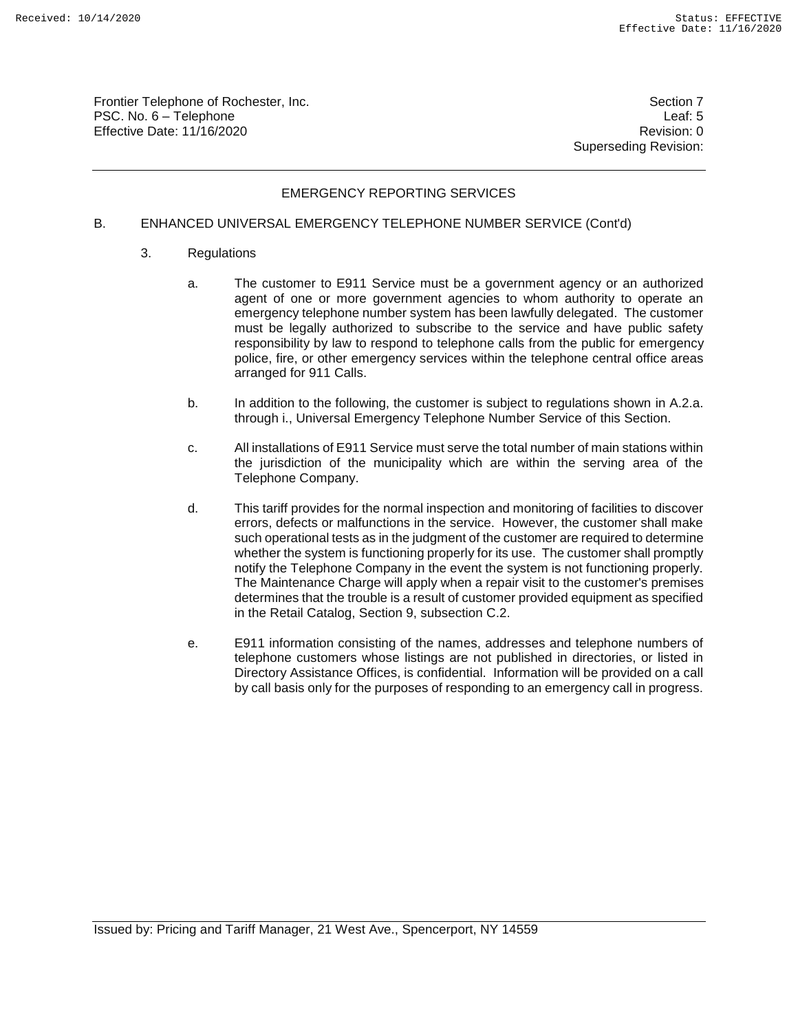## EMERGENCY REPORTING SERVICES

### B. ENHANCED UNIVERSAL EMERGENCY TELEPHONE NUMBER SERVICE (Cont'd)

3. Regulations

   a. The customer to E911 Service must be a government agency or an authorized agent of one or more government agencies to whom authority to operate an emergency telephone number system has been lawfully delegated. The customer must be legally authorized to subscribe to the service and have public safety responsibility by law to respond to telephone calls from the public for emergency police, fire, or other emergency services within the telephone central office areas arranged for 911 Calls.

   b. In addition to the following, the customer is subject to regulations shown in A.2.a. through i., Universal Emergency Telephone Number Service of this Section.

   c. All installations of E911 Service must serve the total number of main stations within the jurisdiction of the municipality which are within the serving area of the Telephone Company.

   d. This tariff provides for the normal inspection and monitoring of facilities to discover errors, defects or malfunctions in the service. However, the customer shall make such operational tests as in the judgment of the customer are required to determine whether the system is functioning properly for its use. The customer shall promptly notify the Telephone Company in the event the system is not functioning properly. The Maintenance Charge will apply when a repair visit to the customer's premises determines that the trouble is a result of customer provided equipment as specified in the Retail Catalog, Section 9, subsection C.2.

   e. E911 information consisting of the names, addresses and telephone numbers of telephone customers whose listings are not published in directories, or listed in Directory Assistance Offices, is confidential. Information will be provided on a call by call basis only for the purposes of responding to an emergency call in progress.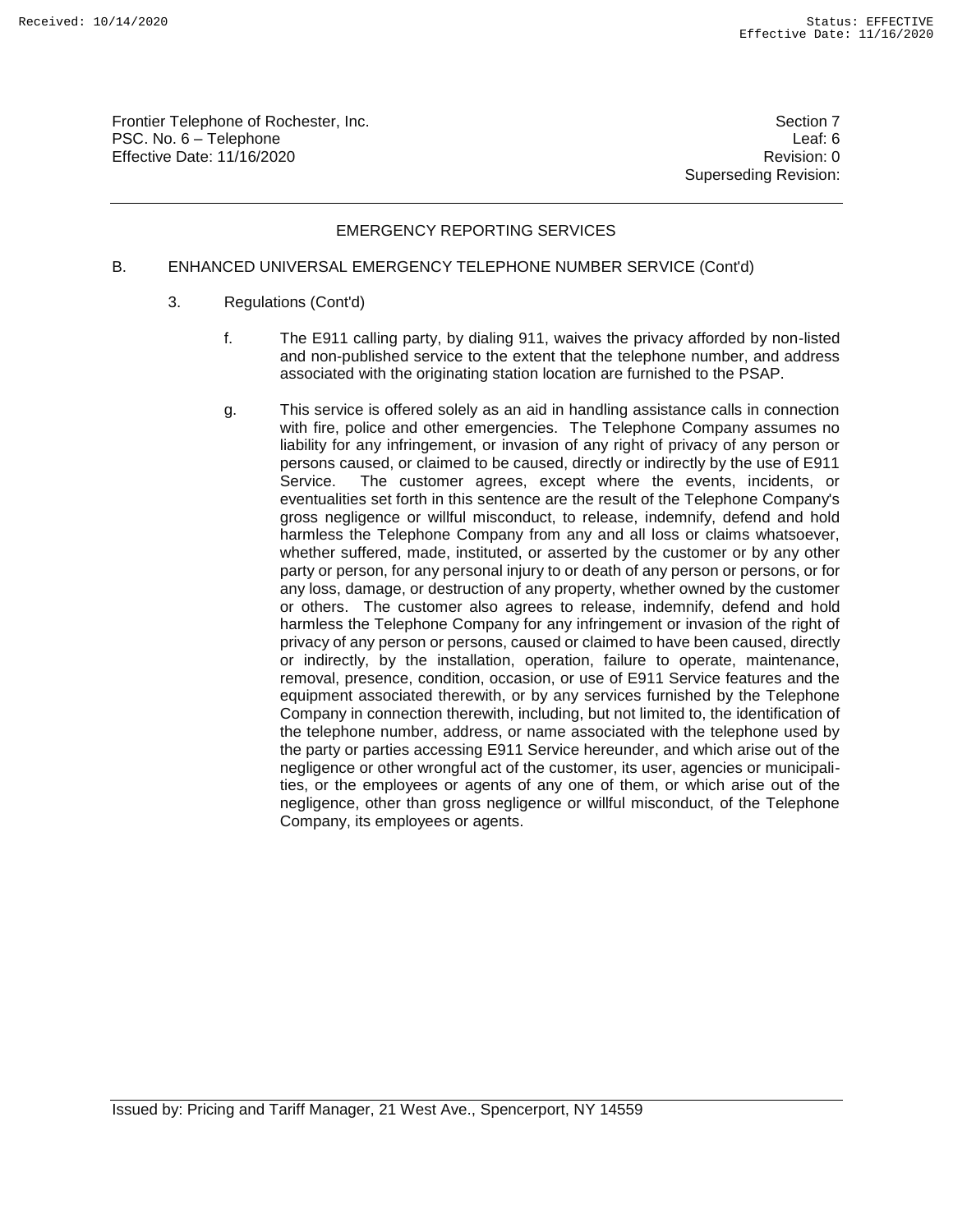## EMERGENCY REPORTING SERVICES

B. ENHANCED UNIVERSAL EMERGENCY TELEPHONE NUMBER SERVICE (Cont'd)

3. Regulations (Cont'd)

f. The E911 calling party, by dialing 911, waives the privacy afforded by non-listed and non-published service to the extent that the telephone number, and address associated with the originating station location are furnished to the PSAP.

g. This service is offered solely as an aid in handling assistance calls in connection with fire, police and other emergencies. The Telephone Company assumes no liability for any infringement, or invasion of any right of privacy of any person or persons caused, or claimed to be caused, directly or indirectly by the use of E911 Service. The customer agrees, except where the events, incidents, or eventualities set forth in this sentence are the result of the Telephone Company's gross negligence or willful misconduct, to release, indemnify, defend and hold harmless the Telephone Company from any and all loss or claims whatsoever, whether suffered, made, instituted, or asserted by the customer or by any other party or person, for any personal injury to or death of any person or persons, or for any loss, damage, or destruction of any property, whether owned by the customer or others. The customer also agrees to release, indemnify, defend and hold harmless the Telephone Company for any infringement or invasion of the right of privacy of any person or persons, caused or claimed to have been caused, directly or indirectly, by the installation, operation, failure to operate, maintenance, removal, presence, condition, occasion, or use of E911 Service features and the equipment associated therewith, or by any services furnished by the Telephone Company in connection therewith, including, but not limited to, the identification of the telephone number, address, or name associated with the telephone used by the party or parties accessing E911 Service hereunder, and which arise out of the negligence or other wrongful act of the customer, its user, agencies or municipalities, or the employees or agents of any one of them, or which arise out of the negligence, other than gross negligence or willful misconduct, of the Telephone Company, its employees or agents.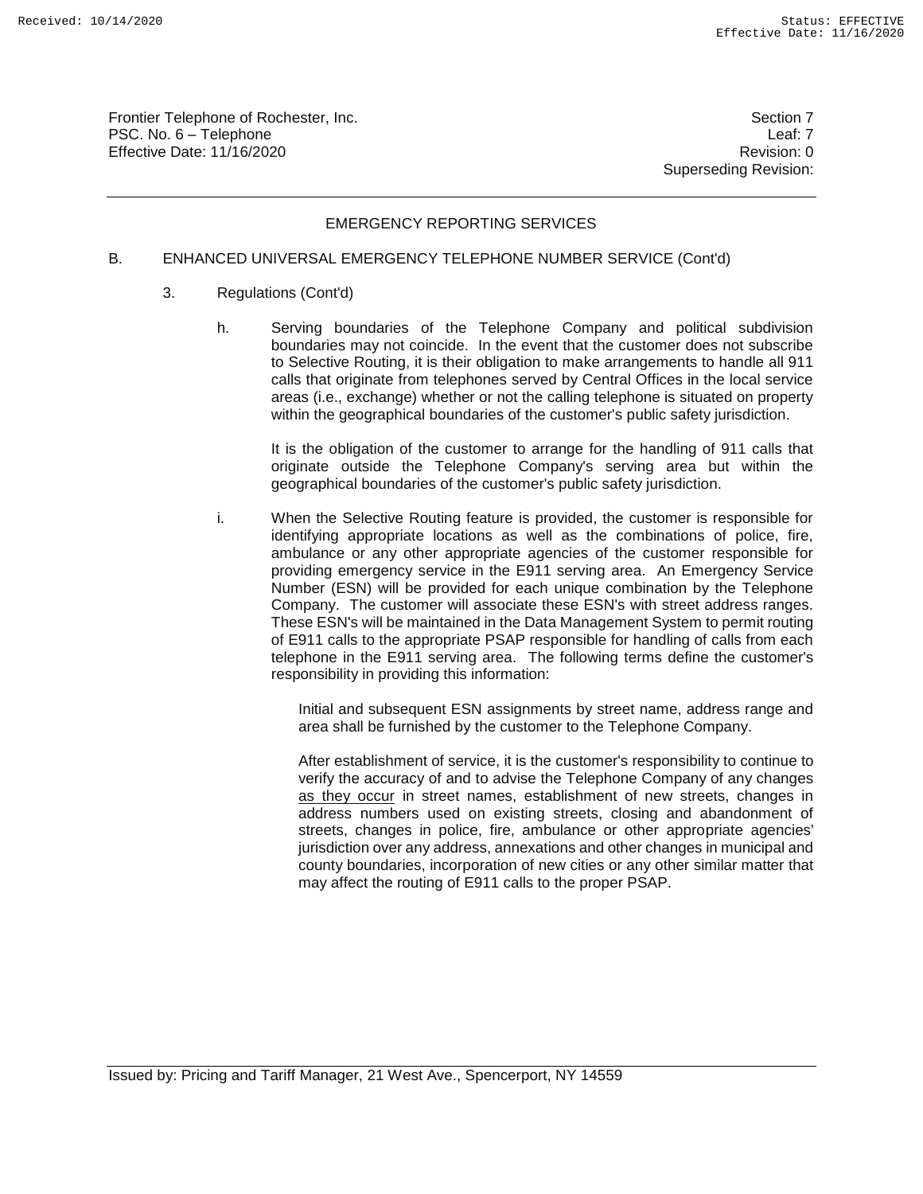Frontier Telephone of Rochester, Inc.
PSC. No. 6 – Telephone
Effective Date: 11/16/2020

Section 7
Leaf: 7
Revision: 0
Superseding Revision:

## EMERGENCY REPORTING SERVICES

B. ENHANCED UNIVERSAL EMERGENCY TELEPHONE NUMBER SERVICE (Cont'd)

3. Regulations (Cont'd)

h. Serving boundaries of the Telephone Company and political subdivision boundaries may not coincide. In the event that the customer does not subscribe to Selective Routing, it is their obligation to make arrangements to handle all 911 calls that originate from telephones served by Central Offices in the local service areas (i.e., exchange) whether or not the calling telephone is situated on property within the geographical boundaries of the customer's public safety jurisdiction.

It is the obligation of the customer to arrange for the handling of 911 calls that originate outside the Telephone Company's serving area but within the geographical boundaries of the customer's public safety jurisdiction.

i. When the Selective Routing feature is provided, the customer is responsible for identifying appropriate locations as well as the combinations of police, fire, ambulance or any other appropriate agencies of the customer responsible for providing emergency service in the E911 serving area. An Emergency Service Number (ESN) will be provided for each unique combination by the Telephone Company. The customer will associate these ESN's with street address ranges. These ESN's will be maintained in the Data Management System to permit routing of E911 calls to the appropriate PSAP responsible for handling of calls from each telephone in the E911 serving area. The following terms define the customer's responsibility in providing this information:

Initial and subsequent ESN assignments by street name, address range and area shall be furnished by the customer to the Telephone Company.

After establishment of service, it is the customer's responsibility to continue to verify the accuracy of and to advise the Telephone Company of any changes <u>as they occur</u> in street names, establishment of new streets, changes in address numbers used on existing streets, closing and abandonment of streets, changes in police, fire, ambulance or other appropriate agencies' jurisdiction over any address, annexations and other changes in municipal and county boundaries, incorporation of new cities or any other similar matter that may affect the routing of E911 calls to the proper PSAP.

Issued by: Pricing and Tariff Manager, 21 West Ave., Spencerport, NY 14559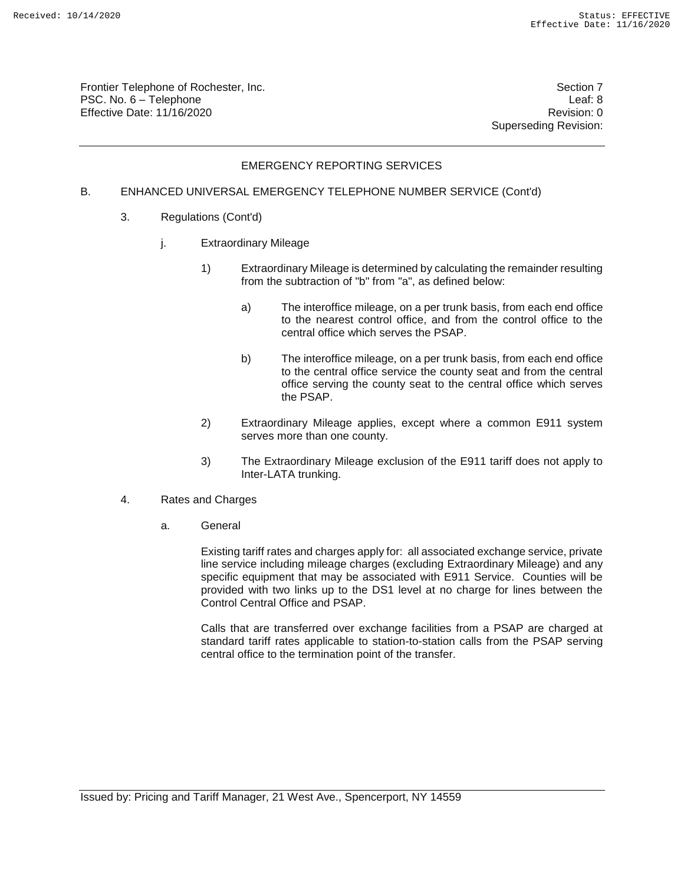## EMERGENCY REPORTING SERVICES

B. ENHANCED UNIVERSAL EMERGENCY TELEPHONE NUMBER SERVICE (Cont'd)

3. Regulations (Cont'd)

j. Extraordinary Mileage

1) Extraordinary Mileage is determined by calculating the remainder resulting from the subtraction of "b" from "a", as defined below:

a) The interoffice mileage, on a per trunk basis, from each end office to the nearest control office, and from the control office to the central office which serves the PSAP.

b) The interoffice mileage, on a per trunk basis, from each end office to the central office service the county seat and from the central office serving the county seat to the central office which serves the PSAP.

2) Extraordinary Mileage applies, except where a common E911 system serves more than one county.

3) The Extraordinary Mileage exclusion of the E911 tariff does not apply to Inter-LATA trunking.

4. Rates and Charges

a. General

Existing tariff rates and charges apply for: all associated exchange service, private line service including mileage charges (excluding Extraordinary Mileage) and any specific equipment that may be associated with E911 Service. Counties will be provided with two links up to the DS1 level at no charge for lines between the Control Central Office and PSAP.

Calls that are transferred over exchange facilities from a PSAP are charged at standard tariff rates applicable to station-to-station calls from the PSAP serving central office to the termination point of the transfer.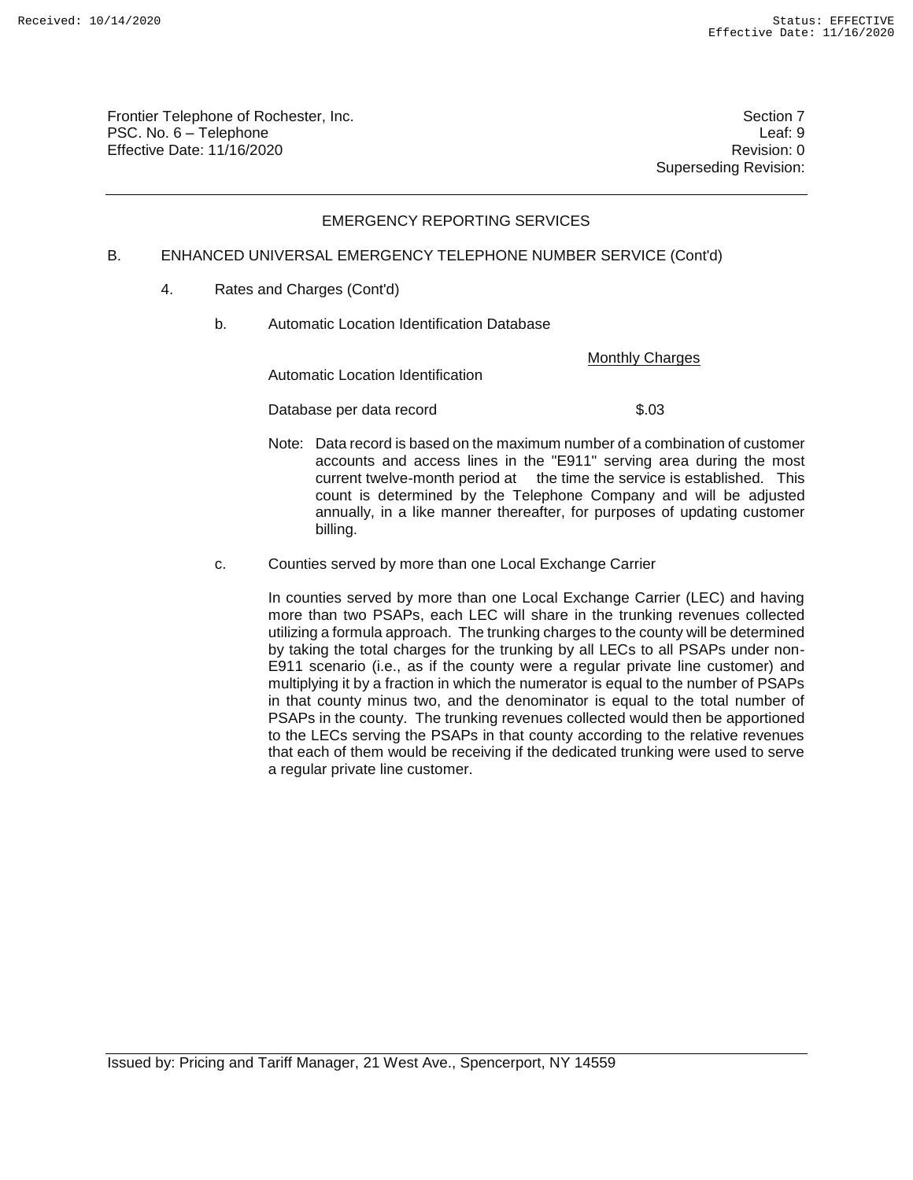Frontier Telephone of Rochester, Inc.
PSC. No. 6 – Telephone
Effective Date: 11/16/2020

Section 7
Leaf: 9
Revision: 0
Superseding Revision:

EMERGENCY REPORTING SERVICES

B. ENHANCED UNIVERSAL EMERGENCY TELEPHONE NUMBER SERVICE (Cont'd)

4. Rates and Charges (Cont'd)

b. Automatic Location Identification Database

| | Monthly Charges |
|---|---|
| Automatic Location Identification Database per data record | $.03 |

Note: Data record is based on the maximum number of a combination of customer accounts and access lines in the "E911" serving area during the most current twelve-month period at the time the service is established. This count is determined by the Telephone Company and will be adjusted annually, in a like manner thereafter, for purposes of updating customer billing.

c. Counties served by more than one Local Exchange Carrier

In counties served by more than one Local Exchange Carrier (LEC) and having more than two PSAPs, each LEC will share in the trunking revenues collected utilizing a formula approach. The trunking charges to the county will be determined by taking the total charges for the trunking by all LECs to all PSAPs under non-E911 scenario (i.e., as if the county were a regular private line customer) and multiplying it by a fraction in which the numerator is equal to the number of PSAPs in that county minus two, and the denominator is equal to the total number of PSAPs in the county. The trunking revenues collected would then be apportioned to the LECs serving the PSAPs in that county according to the relative revenues that each of them would be receiving if the dedicated trunking were used to serve a regular private line customer.

Issued by: Pricing and Tariff Manager, 21 West Ave., Spencerport, NY 14559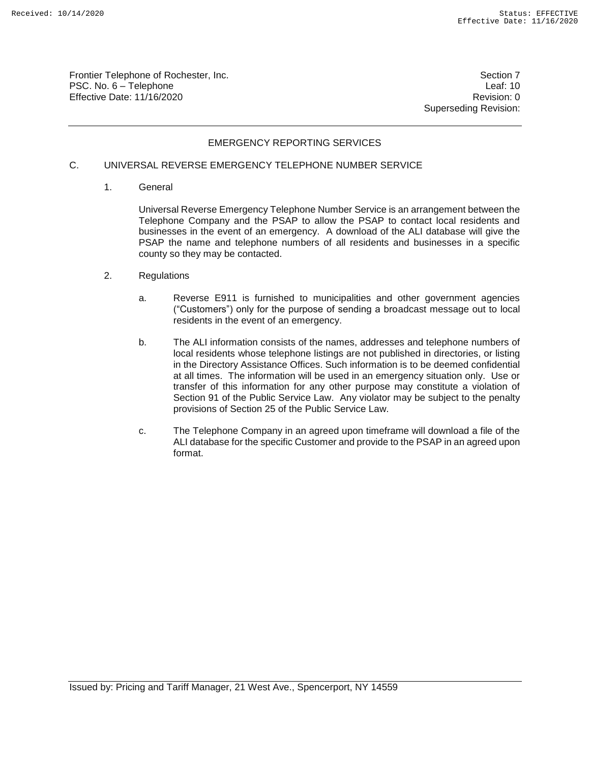Frontier Telephone of Rochester, Inc.
PSC. No. 6 – Telephone
Effective Date: 11/16/2020

Section 7
Leaf: 10
Revision: 0
Superseding Revision:

## EMERGENCY REPORTING SERVICES

### C. UNIVERSAL REVERSE EMERGENCY TELEPHONE NUMBER SERVICE

1. General

   Universal Reverse Emergency Telephone Number Service is an arrangement between the Telephone Company and the PSAP to allow the PSAP to contact local residents and businesses in the event of an emergency. A download of the ALI database will give the PSAP the name and telephone numbers of all residents and businesses in a specific county so they may be contacted.

2. Regulations

   a. Reverse E911 is furnished to municipalities and other government agencies ("Customers") only for the purpose of sending a broadcast message out to local residents in the event of an emergency.

   b. The ALI information consists of the names, addresses and telephone numbers of local residents whose telephone listings are not published in directories, or listing in the Directory Assistance Offices. Such information is to be deemed confidential at all times. The information will be used in an emergency situation only. Use or transfer of this information for any other purpose may constitute a violation of Section 91 of the Public Service Law. Any violator may be subject to the penalty provisions of Section 25 of the Public Service Law.

   c. The Telephone Company in an agreed upon timeframe will download a file of the ALI database for the specific Customer and provide to the PSAP in an agreed upon format.

Issued by: Pricing and Tariff Manager, 21 West Ave., Spencerport, NY 14559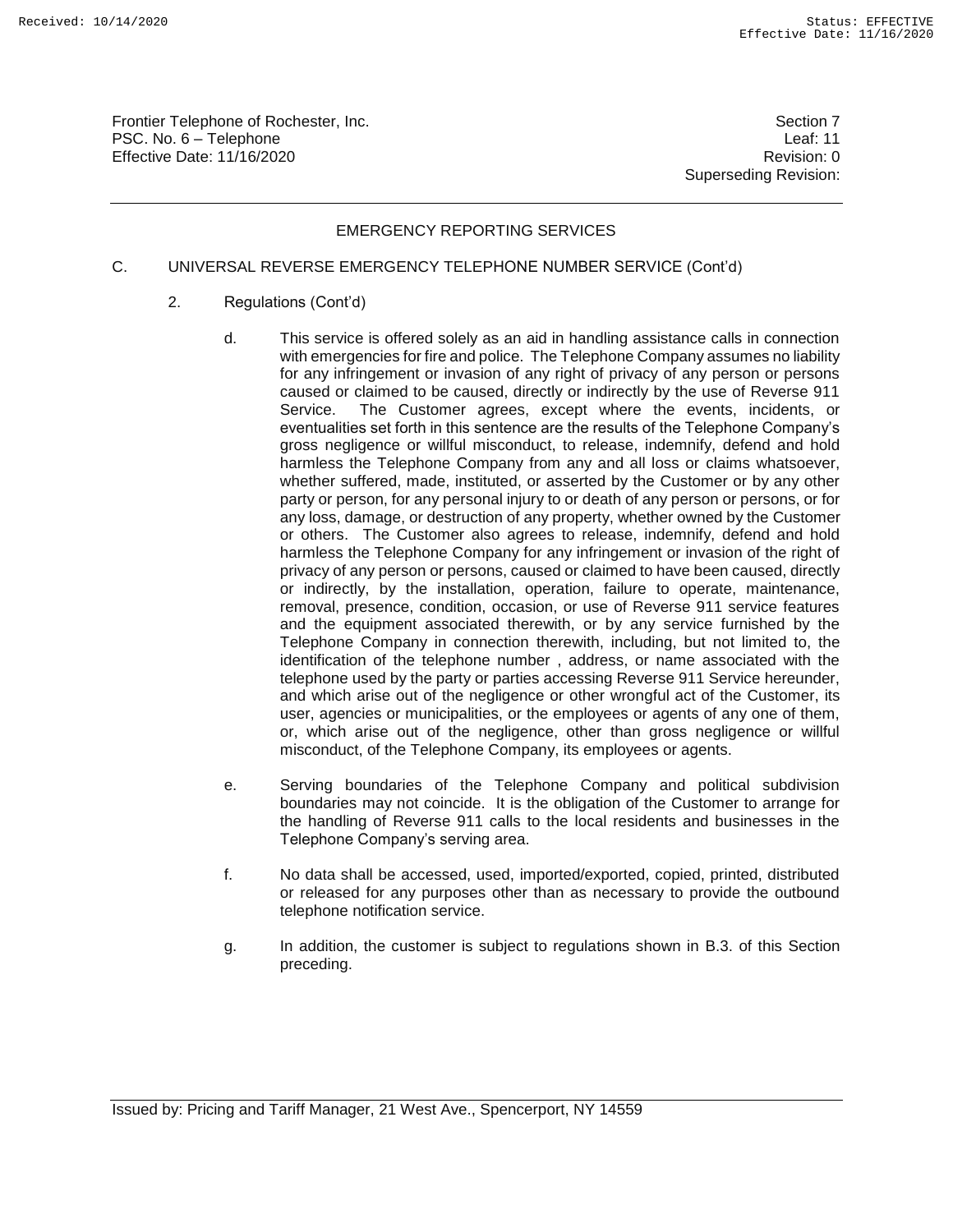## EMERGENCY REPORTING SERVICES

C. UNIVERSAL REVERSE EMERGENCY TELEPHONE NUMBER SERVICE (Cont'd)

2. Regulations (Cont'd)

d. This service is offered solely as an aid in handling assistance calls in connection with emergencies for fire and police. The Telephone Company assumes no liability for any infringement or invasion of any right of privacy of any person or persons caused or claimed to be caused, directly or indirectly by the use of Reverse 911 Service. The Customer agrees, except where the events, incidents, or eventualities set forth in this sentence are the results of the Telephone Company's gross negligence or willful misconduct, to release, indemnify, defend and hold harmless the Telephone Company from any and all loss or claims whatsoever, whether suffered, made, instituted, or asserted by the Customer or by any other party or person, for any personal injury to or death of any person or persons, or for any loss, damage, or destruction of any property, whether owned by the Customer or others. The Customer also agrees to release, indemnify, defend and hold harmless the Telephone Company for any infringement or invasion of the right of privacy of any person or persons, caused or claimed to have been caused, directly or indirectly, by the installation, operation, failure to operate, maintenance, removal, presence, condition, occasion, or use of Reverse 911 service features and the equipment associated therewith, or by any service furnished by the Telephone Company in connection therewith, including, but not limited to, the identification of the telephone number , address, or name associated with the telephone used by the party or parties accessing Reverse 911 Service hereunder, and which arise out of the negligence or other wrongful act of the Customer, its user, agencies or municipalities, or the employees or agents of any one of them, or, which arise out of the negligence, other than gross negligence or willful misconduct, of the Telephone Company, its employees or agents.

e. Serving boundaries of the Telephone Company and political subdivision boundaries may not coincide. It is the obligation of the Customer to arrange for the handling of Reverse 911 calls to the local residents and businesses in the Telephone Company's serving area.

f. No data shall be accessed, used, imported/exported, copied, printed, distributed or released for any purposes other than as necessary to provide the outbound telephone notification service.

g. In addition, the customer is subject to regulations shown in B.3. of this Section preceding.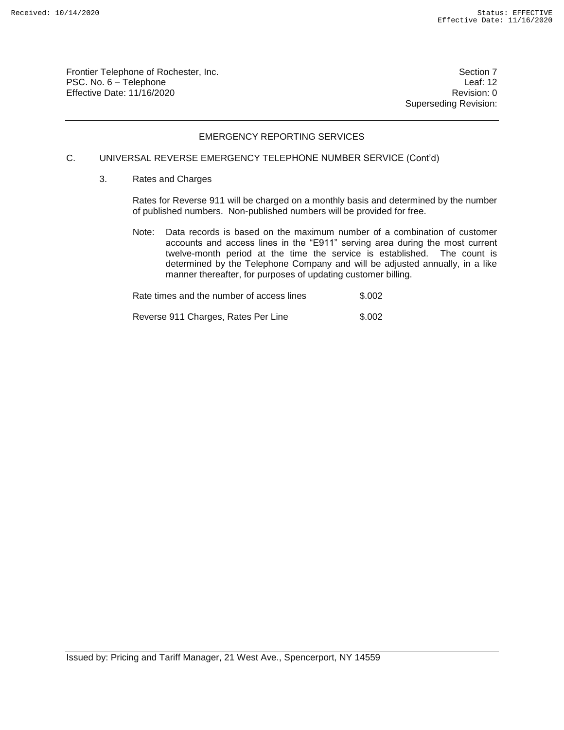## EMERGENCY REPORTING SERVICES

C. UNIVERSAL REVERSE EMERGENCY TELEPHONE NUMBER SERVICE (Cont'd)

3. Rates and Charges

Rates for Reverse 911 will be charged on a monthly basis and determined by the number of published numbers. Non-published numbers will be provided for free.

Note: Data records is based on the maximum number of a combination of customer accounts and access lines in the "E911" serving area during the most current twelve-month period at the time the service is established. The count is determined by the Telephone Company and will be adjusted annually, in a like manner thereafter, for purposes of updating customer billing.

| | |
|---|---|
| Rate times and the number of access lines | $.002 |
| Reverse 911 Charges, Rates Per Line | $.002 |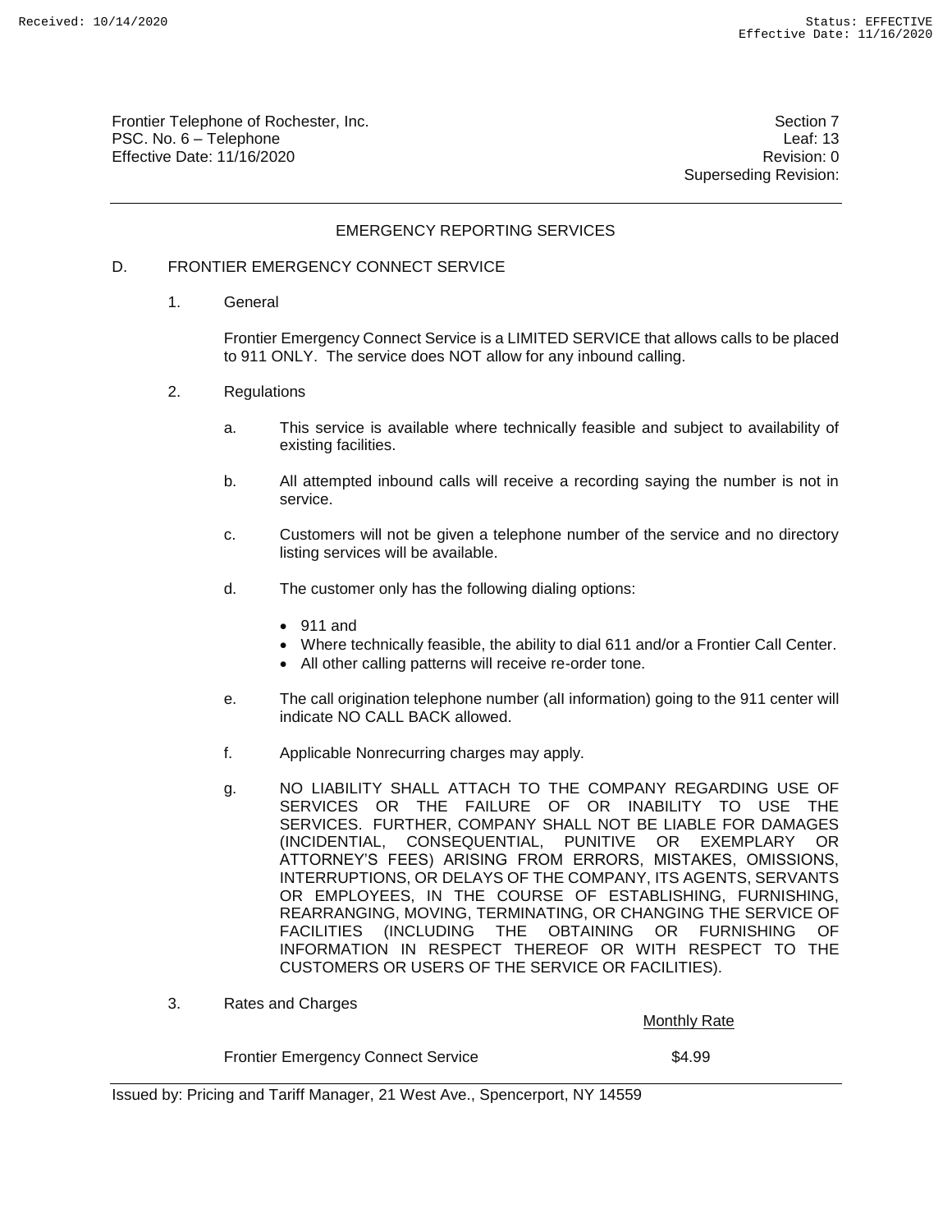## EMERGENCY REPORTING SERVICES

### D. FRONTIER EMERGENCY CONNECT SERVICE

1. General

   Frontier Emergency Connect Service is a LIMITED SERVICE that allows calls to be placed to 911 ONLY. The service does NOT allow for any inbound calling.

2. Regulations

   a. This service is available where technically feasible and subject to availability of existing facilities.

   b. All attempted inbound calls will receive a recording saying the number is not in service.

   c. Customers will not be given a telephone number of the service and no directory listing services will be available.

   d. The customer only has the following dialing options:

      - 911 and
      - Where technically feasible, the ability to dial 611 and/or a Frontier Call Center.
      - All other calling patterns will receive re-order tone.

   e. The call origination telephone number (all information) going to the 911 center will indicate NO CALL BACK allowed.

   f. Applicable Nonrecurring charges may apply.

   g. NO LIABILITY SHALL ATTACH TO THE COMPANY REGARDING USE OF SERVICES OR THE FAILURE OF OR INABILITY TO USE THE SERVICES. FURTHER, COMPANY SHALL NOT BE LIABLE FOR DAMAGES (INCIDENTIAL, CONSEQUENTIAL, PUNITIVE OR EXEMPLARY OR ATTORNEY'S FEES) ARISING FROM ERRORS, MISTAKES, OMISSIONS, INTERRUPTIONS, OR DELAYS OF THE COMPANY, ITS AGENTS, SERVANTS OR EMPLOYEES, IN THE COURSE OF ESTABLISHING, FURNISHING, REARRANGING, MOVING, TERMINATING, OR CHANGING THE SERVICE OF FACILITIES (INCLUDING THE OBTAINING OR FURNISHING OF INFORMATION IN RESPECT THEREOF OR WITH RESPECT TO THE CUSTOMERS OR USERS OF THE SERVICE OR FACILITIES).

3. Rates and Charges

| | Monthly Rate |
|---|---|
| Frontier Emergency Connect Service | $4.99 |